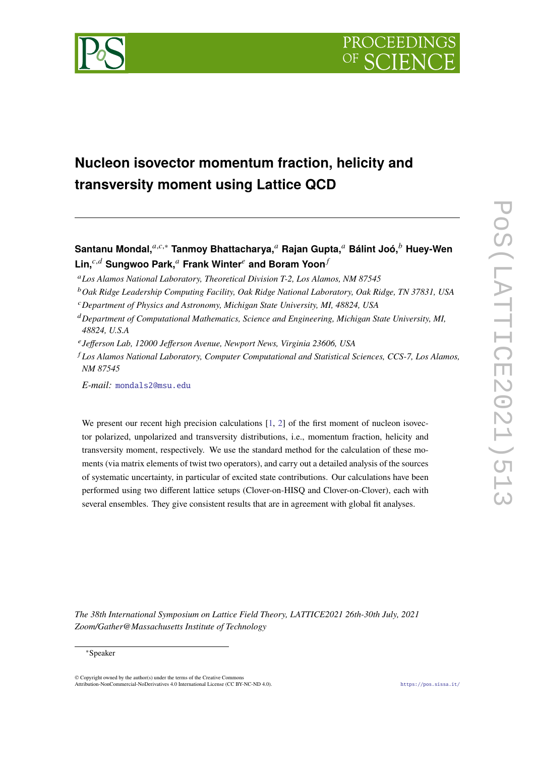# Nucleon isovector momentum fraction, helicity and transversity moment using Lattice QCD

**Santanu Mondal,**[a,c,*] **Tanmoy Bhattacharya,**[a] **Rajan Gupta,**[a] **Bálint Joó,**[b] **Huey-Wen Lin,**[c,d] **Sungwoo Park,**[a] **Frank Winter**[e] **and Boram Yoon**[f]

[a] *Los Alamos National Laboratory, Theoretical Division T-2, Los Alamos, NM 87545*

[b] *Oak Ridge Leadership Computing Facility, Oak Ridge National Laboratory, Oak Ridge, TN 37831, USA*

[c] *Department of Physics and Astronomy, Michigan State University, MI, 48824, USA*

[d] *Department of Computational Mathematics, Science and Engineering, Michigan State University, MI, 48824, U.S.A*

[e] *Jefferson Lab, 12000 Jefferson Avenue, Newport News, Virginia 23606, USA*

[f] *Los Alamos National Laboratory, Computer Computational and Statistical Sciences, CCS-7, Los Alamos, NM 87545*

*E-mail:* mondals2@msu.edu

We present our recent high precision calculations [1, 2] of the first moment of nucleon isovector polarized, unpolarized and transversity distributions, i.e., momentum fraction, helicity and transversity moment, respectively. We use the standard method for the calculation of these moments (via matrix elements of twist two operators), and carry out a detailed analysis of the sources of systematic uncertainty, in particular of excited state contributions. Our calculations have been performed using two different lattice setups (Clover-on-HISQ and Clover-on-Clover), each with several ensembles. They give consistent results that are in agreement with global fit analyses.

*The 38th International Symposium on Lattice Field Theory, LATTICE2021 26th-30th July, 2021 Zoom/Gather@Massachusetts Institute of Technology*

*Speaker

© Copyright owned by the author(s) under the terms of the Creative Commons Attribution-NonCommercial-NoDerivatives 4.0 International License (CC BY-NC-ND 4.0).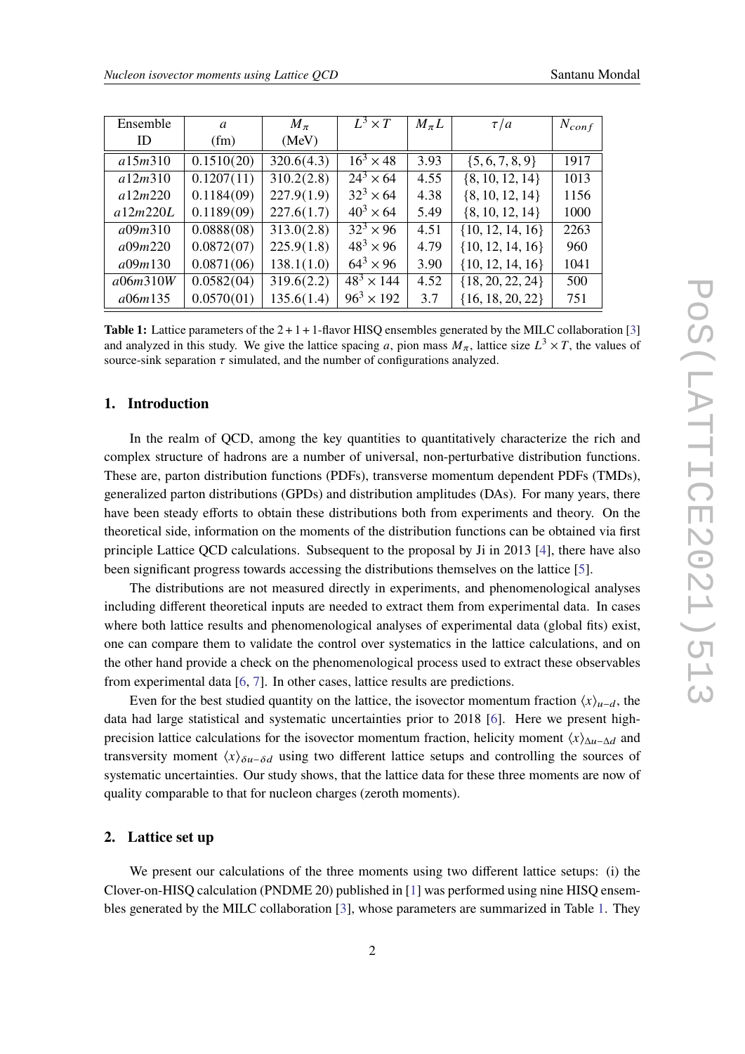| Ensemble ID | $a$ (fm) | $M_\pi$ (MeV) | $L^3 \times T$ | $M_\pi L$ | $\tau/a$ | $N_{conf}$ |
|---|---|---|---|---|---|---|
| $a15m310$ | 0.1510(20) | 320.6(4.3) | $16^3 \times 48$ | 3.93 | {5, 6, 7, 8, 9} | 1917 |
| $a12m310$ | 0.1207(11) | 310.2(2.8) | $24^3 \times 64$ | 4.55 | {8, 10, 12, 14} | 1013 |
| $a12m220$ | 0.1184(09) | 227.9(1.9) | $32^3 \times 64$ | 4.38 | {8, 10, 12, 14} | 1156 |
| $a12m220L$ | 0.1189(09) | 227.6(1.7) | $40^3 \times 64$ | 5.49 | {8, 10, 12, 14} | 1000 |
| $a09m310$ | 0.0888(08) | 313.0(2.8) | $32^3 \times 96$ | 4.51 | {10, 12, 14, 16} | 2263 |
| $a09m220$ | 0.0872(07) | 225.9(1.8) | $48^3 \times 96$ | 4.79 | {10, 12, 14, 16} | 960 |
| $a09m130$ | 0.0871(06) | 138.1(1.0) | $64^3 \times 96$ | 3.90 | {10, 12, 14, 16} | 1041 |
| $a06m310W$ | 0.0582(04) | 319.6(2.2) | $48^3 \times 144$ | 4.52 | {18, 20, 22, 24} | 500 |
| $a06m135$ | 0.0570(01) | 135.6(1.4) | $96^3 \times 192$ | 3.7 | {16, 18, 20, 22} | 751 |

**Table 1:** Lattice parameters of the $2+1+1$-flavor HISQ ensembles generated by the MILC collaboration [3] and analyzed in this study. We give the lattice spacing $a$, pion mass $M_\pi$, lattice size $L^3 \times T$, the values of source-sink separation $\tau$ simulated, and the number of configurations analyzed.

## 1. Introduction

In the realm of QCD, among the key quantities to quantitatively characterize the rich and complex structure of hadrons are a number of universal, non-perturbative distribution functions. These are, parton distribution functions (PDFs), transverse momentum dependent PDFs (TMDs), generalized parton distributions (GPDs) and distribution amplitudes (DAs). For many years, there have been steady efforts to obtain these distributions both from experiments and theory. On the theoretical side, information on the moments of the distribution functions can be obtained via first principle Lattice QCD calculations. Subsequent to the proposal by Ji in 2013 [4], there have also been significant progress towards accessing the distributions themselves on the lattice [5].

The distributions are not measured directly in experiments, and phenomenological analyses including different theoretical inputs are needed to extract them from experimental data. In cases where both lattice results and phenomenological analyses of experimental data (global fits) exist, one can compare them to validate the control over systematics in the lattice calculations, and on the other hand provide a check on the phenomenological process used to extract these observables from experimental data [6, 7]. In other cases, lattice results are predictions.

Even for the best studied quantity on the lattice, the isovector momentum fraction $\langle x \rangle_{u-d}$, the data had large statistical and systematic uncertainties prior to 2018 [6]. Here we present high-precision lattice calculations for the isovector momentum fraction, helicity moment $\langle x \rangle_{\Delta u - \Delta d}$ and transversity moment $\langle x \rangle_{\delta u - \delta d}$ using two different lattice setups and controlling the sources of systematic uncertainties. Our study shows, that the lattice data for these three moments are now of quality comparable to that for nucleon charges (zeroth moments).

## 2. Lattice set up

We present our calculations of the three moments using two different lattice setups: (i) the Clover-on-HISQ calculation (PNDME 20) published in [1] was performed using nine HISQ ensembles generated by the MILC collaboration [3], whose parameters are summarized in Table 1. They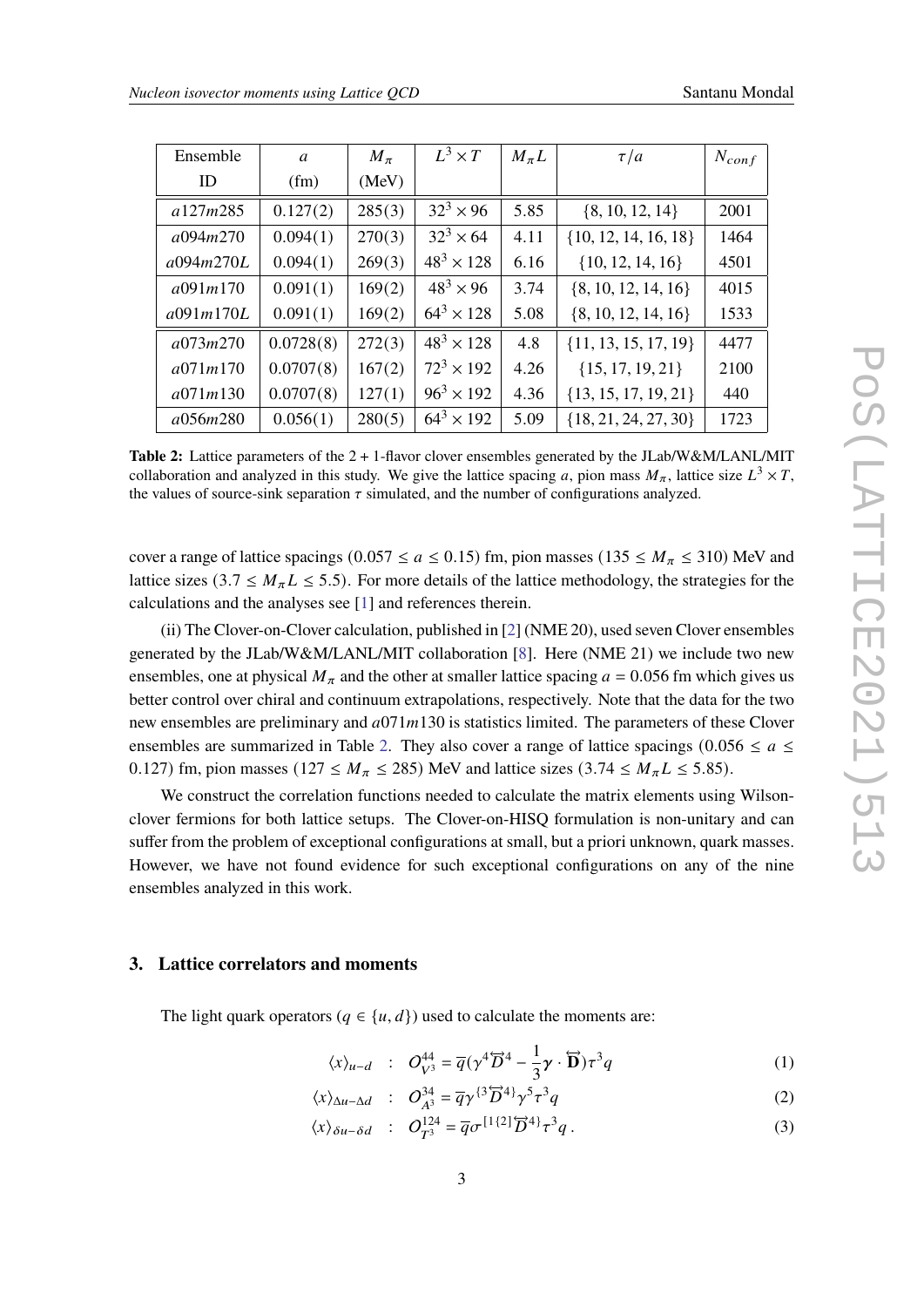| Ensemble ID | $a$ (fm) | $M_\pi$ (MeV) | $L^3 \times T$ | $M_\pi L$ | $\tau/a$ | $N_{conf}$ |
|---|---|---|---|---|---|---|
| $a127m285$ | 0.127(2) | 285(3) | $32^3 \times 96$ | 5.85 | {8, 10, 12, 14} | 2001 |
| $a094m270$ | 0.094(1) | 270(3) | $32^3 \times 64$ | 4.11 | {10, 12, 14, 16, 18} | 1464 |
| $a094m270L$ | 0.094(1) | 269(3) | $48^3 \times 128$ | 6.16 | {10, 12, 14, 16} | 4501 |
| $a091m170$ | 0.091(1) | 169(2) | $48^3 \times 96$ | 3.74 | {8, 10, 12, 14, 16} | 4015 |
| $a091m170L$ | 0.091(1) | 169(2) | $64^3 \times 128$ | 5.08 | {8, 10, 12, 14, 16} | 1533 |
| $a073m270$ | 0.0728(8) | 272(3) | $48^3 \times 128$ | 4.8 | {11, 13, 15, 17, 19} | 4477 |
| $a071m170$ | 0.0707(8) | 167(2) | $72^3 \times 192$ | 4.26 | {15, 17, 19, 21} | 2100 |
| $a071m130$ | 0.0707(8) | 127(1) | $96^3 \times 192$ | 4.36 | {13, 15, 17, 19, 21} | 440 |
| $a056m280$ | 0.056(1) | 280(5) | $64^3 \times 192$ | 5.09 | {18, 21, 24, 27, 30} | 1723 |

**Table 2:** Lattice parameters of the 2 + 1-flavor clover ensembles generated by the JLab/W&M/LANL/MIT collaboration and analyzed in this study. We give the lattice spacing $a$, pion mass $M_\pi$, lattice size $L^3 \times T$, the values of source-sink separation $\tau$ simulated, and the number of configurations analyzed.

cover a range of lattice spacings ($0.057 \le a \le 0.15$) fm, pion masses ($135 \le M_\pi \le 310$) MeV and lattice sizes ($3.7 \le M_\pi L \le 5.5$). For more details of the lattice methodology, the strategies for the calculations and the analyses see [1] and references therein.

(ii) The Clover-on-Clover calculation, published in [2] (NME 20), used seven Clover ensembles generated by the JLab/W&M/LANL/MIT collaboration [8]. Here (NME 21) we include two new ensembles, one at physical $M_\pi$ and the other at smaller lattice spacing $a = 0.056$ fm which gives us better control over chiral and continuum extrapolations, respectively. Note that the data for the two new ensembles are preliminary and $a071m130$ is statistics limited. The parameters of these Clover ensembles are summarized in Table 2. They also cover a range of lattice spacings ($0.056 \le a \le 0.127$) fm, pion masses ($127 \le M_\pi \le 285$) MeV and lattice sizes ($3.74 \le M_\pi L \le 5.85$).

We construct the correlation functions needed to calculate the matrix elements using Wilson-clover fermions for both lattice setups. The Clover-on-HISQ formulation is non-unitary and can suffer from the problem of exceptional configurations at small, but a priori unknown, quark masses. However, we have not found evidence for such exceptional configurations on any of the nine ensembles analyzed in this work.

## 3. Lattice correlators and moments

The light quark operators ($q \in \{u, d\}$) used to calculate the moments are:

$$\langle x \rangle_{u-d} \quad : \quad \mathcal{O}^{44}_{V^3} = \overline{q}(\gamma^4 \overleftrightarrow{D}^4 - \frac{1}{3}\boldsymbol{\gamma} \cdot \overleftrightarrow{\mathbf{D}})\tau^3 q \tag{1}$$

$$\langle x \rangle_{\Delta u-\Delta d} \quad : \quad \mathcal{O}^{34}_{A^3} = \overline{q}\gamma^{\{3}\overleftrightarrow{D}^{4\}}\gamma^5 \tau^3 q \tag{2}$$

$$\langle x \rangle_{\delta u-\delta d} \quad : \quad \mathcal{O}^{124}_{T^3} = \overline{q}\sigma^{[1\{2]}\overleftrightarrow{D}^{4\}}\tau^3 q \,. \tag{3}$$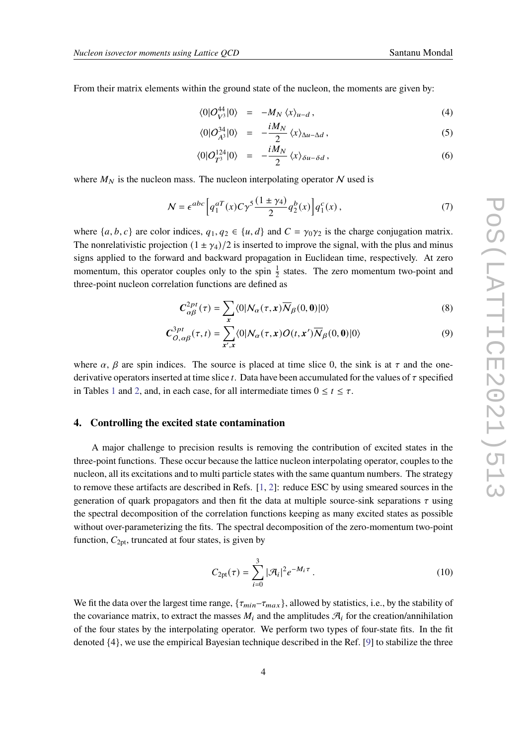From their matrix elements within the ground state of the nucleon, the moments are given by:

$$\langle 0|O^{44}_{V^3}|0\rangle \;=\; -M_N \,\langle x\rangle_{u-d}\,, \tag{4}$$

$$\langle 0|O^{34}_{A^3}|0\rangle \;=\; -\frac{iM_N}{2}\,\langle x\rangle_{\Delta u-\Delta d}\,, \tag{5}$$

$$\langle 0|O^{124}_{T^3}|0\rangle \;=\; -\frac{iM_N}{2}\,\langle x\rangle_{\delta u-\delta d}\,, \tag{6}$$

where $M_N$ is the nucleon mass. The nucleon interpolating operator $\mathcal{N}$ used is

$$\mathcal{N} = \epsilon^{abc}\left[q_1^{aT}(x)C\gamma^5\frac{(1\pm\gamma_4)}{2}q_2^b(x)\right]q_1^c(x)\,, \tag{7}$$

where $\{a,b,c\}$ are color indices, $q_1, q_2 \in \{u,d\}$ and $C = \gamma_0\gamma_2$ is the charge conjugation matrix. The nonrelativistic projection $(1\pm\gamma_4)/2$ is inserted to improve the signal, with the plus and minus signs applied to the forward and backward propagation in Euclidean time, respectively. At zero momentum, this operator couples only to the spin $\frac{1}{2}$ states. The zero momentum two-point and three-point nucleon correlation functions are defined as

$$\boldsymbol{C}^{2pt}_{\alpha\beta}(\tau) = \sum_{\boldsymbol{x}}\langle 0|\mathcal{N}_\alpha(\tau,\boldsymbol{x})\overline{\mathcal{N}}_\beta(0,\boldsymbol{0})|0\rangle \tag{8}$$

$$\boldsymbol{C}^{3pt}_{O,\alpha\beta}(\tau,t) = \sum_{\boldsymbol{x}',\boldsymbol{x}}\langle 0|\mathcal{N}_\alpha(\tau,\boldsymbol{x})O(t,\boldsymbol{x}')\overline{\mathcal{N}}_\beta(0,\boldsymbol{0})|0\rangle \tag{9}$$

where $\alpha$, $\beta$ are spin indices. The source is placed at time slice 0, the sink is at $\tau$ and the one-derivative operators inserted at time slice $t$. Data have been accumulated for the values of $\tau$ specified in Tables 1 and 2, and, in each case, for all intermediate times $0 \le t \le \tau$.

## 4. Controlling the excited state contamination

A major challenge to precision results is removing the contribution of excited states in the three-point functions. These occur because the lattice nucleon interpolating operator, couples to the nucleon, all its excitations and to multi particle states with the same quantum numbers. The strategy to remove these artifacts are described in Refs. [1, 2]: reduce ESC by using smeared sources in the generation of quark propagators and then fit the data at multiple source-sink separations $\tau$ using the spectral decomposition of the correlation functions keeping as many excited states as possible without over-parameterizing the fits. The spectral decomposition of the zero-momentum two-point function, $C_{\rm 2pt}$, truncated at four states, is given by

$$C_{\rm 2pt}(\tau) = \sum_{i=0}^{3}|\mathcal{A}_i|^2 e^{-M_i\tau}\,. \tag{10}$$

We fit the data over the largest time range, $\{\tau_{min}\text{–}\tau_{max}\}$, allowed by statistics, i.e., by the stability of the covariance matrix, to extract the masses $M_i$ and the amplitudes $\mathcal{A}_i$ for the creation/annihilation of the four states by the interpolating operator. We perform two types of four-state fits. In the fit denoted $\{4\}$, we use the empirical Bayesian technique described in the Ref. [9] to stabilize the three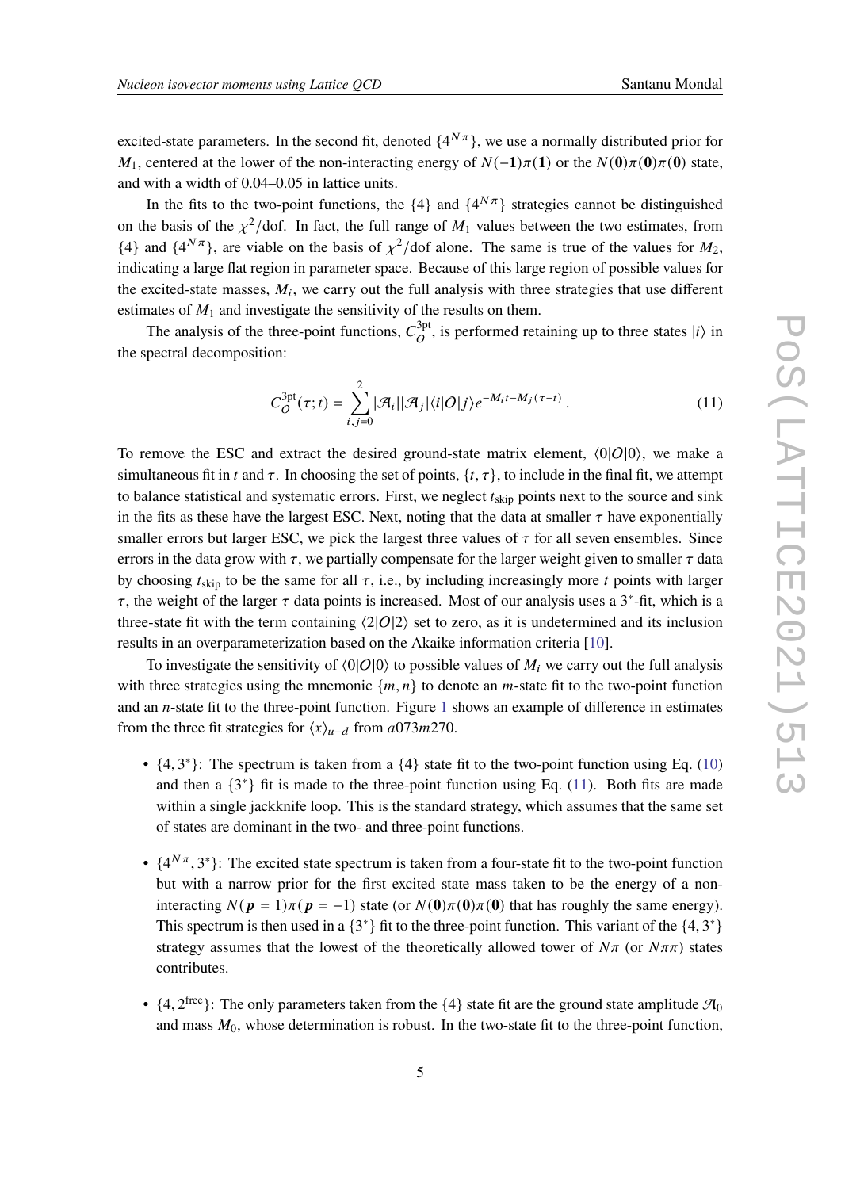excited-state parameters. In the second fit, denoted $\{4^{N\pi}\}$, we use a normally distributed prior for $M_1$, centered at the lower of the non-interacting energy of $N(-\mathbf{1})\pi(\mathbf{1})$ or the $N(\mathbf{0})\pi(\mathbf{0})\pi(\mathbf{0})$ state, and with a width of 0.04–0.05 in lattice units.

In the fits to the two-point functions, the $\{4\}$ and $\{4^{N\pi}\}$ strategies cannot be distinguished on the basis of the $\chi^2$/dof. In fact, the full range of $M_1$ values between the two estimates, from $\{4\}$ and $\{4^{N\pi}\}$, are viable on the basis of $\chi^2$/dof alone. The same is true of the values for $M_2$, indicating a large flat region in parameter space. Because of this large region of possible values for the excited-state masses, $M_i$, we carry out the full analysis with three strategies that use different estimates of $M_1$ and investigate the sensitivity of the results on them.

The analysis of the three-point functions, $C_O^{\text{3pt}}$, is performed retaining up to three states $|i\rangle$ in the spectral decomposition:

$$C_O^{\text{3pt}}(\tau; t) = \sum_{i,j=0}^{2} |\mathcal{A}_i||\mathcal{A}_j|\langle i|O|j\rangle e^{-M_i t - M_j(\tau - t)}\,. \tag{11}$$

To remove the ESC and extract the desired ground-state matrix element, $\langle 0|O|0\rangle$, we make a simultaneous fit in $t$ and $\tau$. In choosing the set of points, $\{t, \tau\}$, to include in the final fit, we attempt to balance statistical and systematic errors. First, we neglect $t_{\text{skip}}$ points next to the source and sink in the fits as these have the largest ESC. Next, noting that the data at smaller $\tau$ have exponentially smaller errors but larger ESC, we pick the largest three values of $\tau$ for all seven ensembles. Since errors in the data grow with $\tau$, we partially compensate for the larger weight given to smaller $\tau$ data by choosing $t_{\text{skip}}$ to be the same for all $\tau$, i.e., by including increasingly more $t$ points with larger $\tau$, the weight of the larger $\tau$ data points is increased. Most of our analysis uses a $3^*$-fit, which is a three-state fit with the term containing $\langle 2|O|2\rangle$ set to zero, as it is undetermined and its inclusion results in an overparameterization based on the Akaike information criteria [10].

To investigate the sensitivity of $\langle 0|O|0\rangle$ to possible values of $M_i$ we carry out the full analysis with three strategies using the mnemonic $\{m, n\}$ to denote an $m$-state fit to the two-point function and an $n$-state fit to the three-point function. Figure 1 shows an example of difference in estimates from the three fit strategies for $\langle x\rangle_{u-d}$ from $a073m270$.

- $\{4, 3^*\}$: The spectrum is taken from a $\{4\}$ state fit to the two-point function using Eq. (10) and then a $\{3^*\}$ fit is made to the three-point function using Eq. (11). Both fits are made within a single jackknife loop. This is the standard strategy, which assumes that the same set of states are dominant in the two- and three-point functions.

- $\{4^{N\pi}, 3^*\}$: The excited state spectrum is taken from a four-state fit to the two-point function but with a narrow prior for the first excited state mass taken to be the energy of a non-interacting $N(\boldsymbol{p} = 1)\pi(\boldsymbol{p} = -1)$ state (or $N(\mathbf{0})\pi(\mathbf{0})\pi(\mathbf{0})$ that has roughly the same energy). This spectrum is then used in a $\{3^*\}$ fit to the three-point function. This variant of the $\{4, 3^*\}$ strategy assumes that the lowest of the theoretically allowed tower of $N\pi$ (or $N\pi\pi$) states contributes.

- $\{4, 2^{\text{free}}\}$: The only parameters taken from the $\{4\}$ state fit are the ground state amplitude $\mathcal{A}_0$ and mass $M_0$, whose determination is robust. In the two-state fit to the three-point function,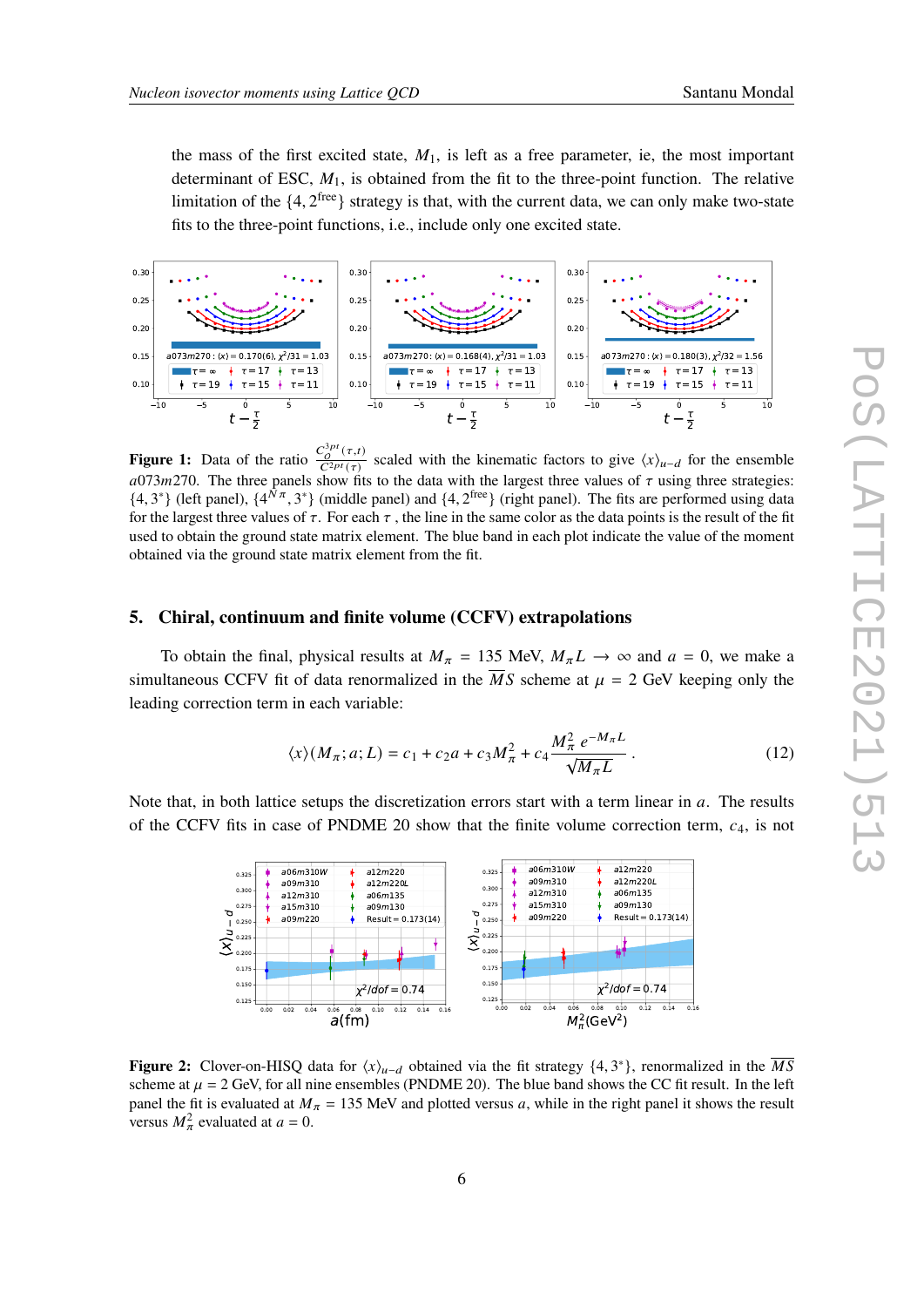the mass of the first excited state, $M_1$, is left as a free parameter, ie, the most important determinant of ESC, $M_1$, is obtained from the fit to the three-point function. The relative limitation of the $\{4, 2^{\rm free}\}$ strategy is that, with the current data, we can only make two-state fits to the three-point functions, i.e., include only one excited state.

**Figure 1:** Data of the ratio $\frac{C_O^{3pt}(\tau,t)}{C^{2pt}(\tau)}$ scaled with the kinematic factors to give $\langle x\rangle_{u-d}$ for the ensemble $a073m270$. The three panels show fits to the data with the largest three values of $\tau$ using three strategies: $\{4, 3^*\}$ (left panel), $\{4^{N\pi}, 3^*\}$ (middle panel) and $\{4, 2^{\rm free}\}$ (right panel). The fits are performed using data for the largest three values of $\tau$. For each $\tau$ , the line in the same color as the data points is the result of the fit used to obtain the ground state matrix element. The blue band in each plot indicate the value of the moment obtained via the ground state matrix element from the fit.

## 5. Chiral, continuum and finite volume (CCFV) extrapolations

To obtain the final, physical results at $M_\pi = 135$ MeV, $M_\pi L \to \infty$ and $a = 0$, we make a simultaneous CCFV fit of data renormalized in the $\overline{MS}$ scheme at $\mu = 2$ GeV keeping only the leading correction term in each variable:

$$\langle x\rangle(M_\pi; a; L) = c_1 + c_2 a + c_3 M_\pi^2 + c_4 \frac{M_\pi^2\, e^{-M_\pi L}}{\sqrt{M_\pi L}} \,. \tag{12}$$

Note that, in both lattice setups the discretization errors start with a term linear in $a$. The results of the CCFV fits in case of PNDME 20 show that the finite volume correction term, $c_4$, is not

**Figure 2:** Clover-on-HISQ data for $\langle x\rangle_{u-d}$ obtained via the fit strategy $\{4, 3^*\}$, renormalized in the $\overline{MS}$ scheme at $\mu = 2$ GeV, for all nine ensembles (PNDME 20). The blue band shows the CC fit result. In the left panel the fit is evaluated at $M_\pi = 135$ MeV and plotted versus $a$, while in the right panel it shows the result versus $M_\pi^2$ evaluated at $a = 0$.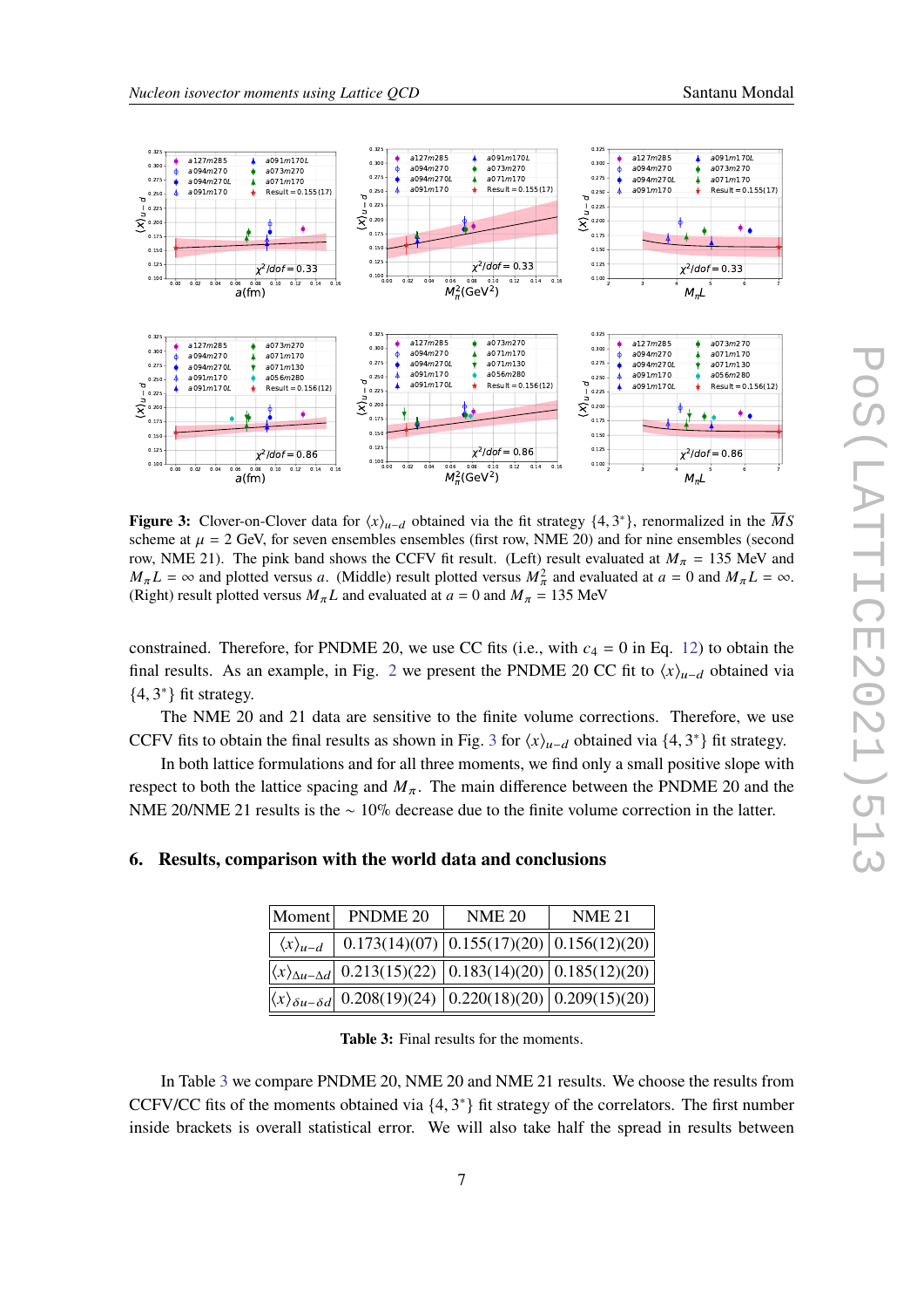**Figure 3:** Clover-on-Clover data for $\langle x \rangle_{u-d}$ obtained via the fit strategy $\{4, 3^*\}$, renormalized in the $\overline{MS}$ scheme at $\mu = 2$ GeV, for seven ensembles ensembles (first row, NME 20) and for nine ensembles (second row, NME 21). The pink band shows the CCFV fit result. (Left) result evaluated at $M_\pi = 135$ MeV and $M_\pi L = \infty$ and plotted versus $a$. (Middle) result plotted versus $M_\pi^2$ and evaluated at $a = 0$ and $M_\pi L = \infty$. (Right) result plotted versus $M_\pi L$ and evaluated at $a = 0$ and $M_\pi = 135$ MeV

constrained. Therefore, for PNDME 20, we use CC fits (i.e., with $c_4 = 0$ in Eq. 12) to obtain the final results. As an example, in Fig. 2 we present the PNDME 20 CC fit to $\langle x \rangle_{u-d}$ obtained via $\{4, 3^*\}$ fit strategy.

The NME 20 and 21 data are sensitive to the finite volume corrections. Therefore, we use CCFV fits to obtain the final results as shown in Fig. 3 for $\langle x \rangle_{u-d}$ obtained via $\{4, 3^*\}$ fit strategy.

In both lattice formulations and for all three moments, we find only a small positive slope with respect to both the lattice spacing and $M_\pi$. The main difference between the PNDME 20 and the NME 20/NME 21 results is the $\sim 10\%$ decrease due to the finite volume correction in the latter.

## 6. Results, comparison with the world data and conclusions

| Moment | PNDME 20 | NME 20 | NME 21 |
|---|---|---|---|
| $\langle x \rangle_{u-d}$ | 0.173(14)(07) | 0.155(17)(20) | 0.156(12)(20) |
| $\langle x \rangle_{\Delta u-\Delta d}$ | 0.213(15)(22) | 0.183(14)(20) | 0.185(12)(20) |
| $\langle x \rangle_{\delta u-\delta d}$ | 0.208(19)(24) | 0.220(18)(20) | 0.209(15)(20) |

**Table 3:** Final results for the moments.

In Table 3 we compare PNDME 20, NME 20 and NME 21 results. We choose the results from CCFV/CC fits of the moments obtained via $\{4, 3^*\}$ fit strategy of the correlators. The first number inside brackets is overall statistical error. We will also take half the spread in results between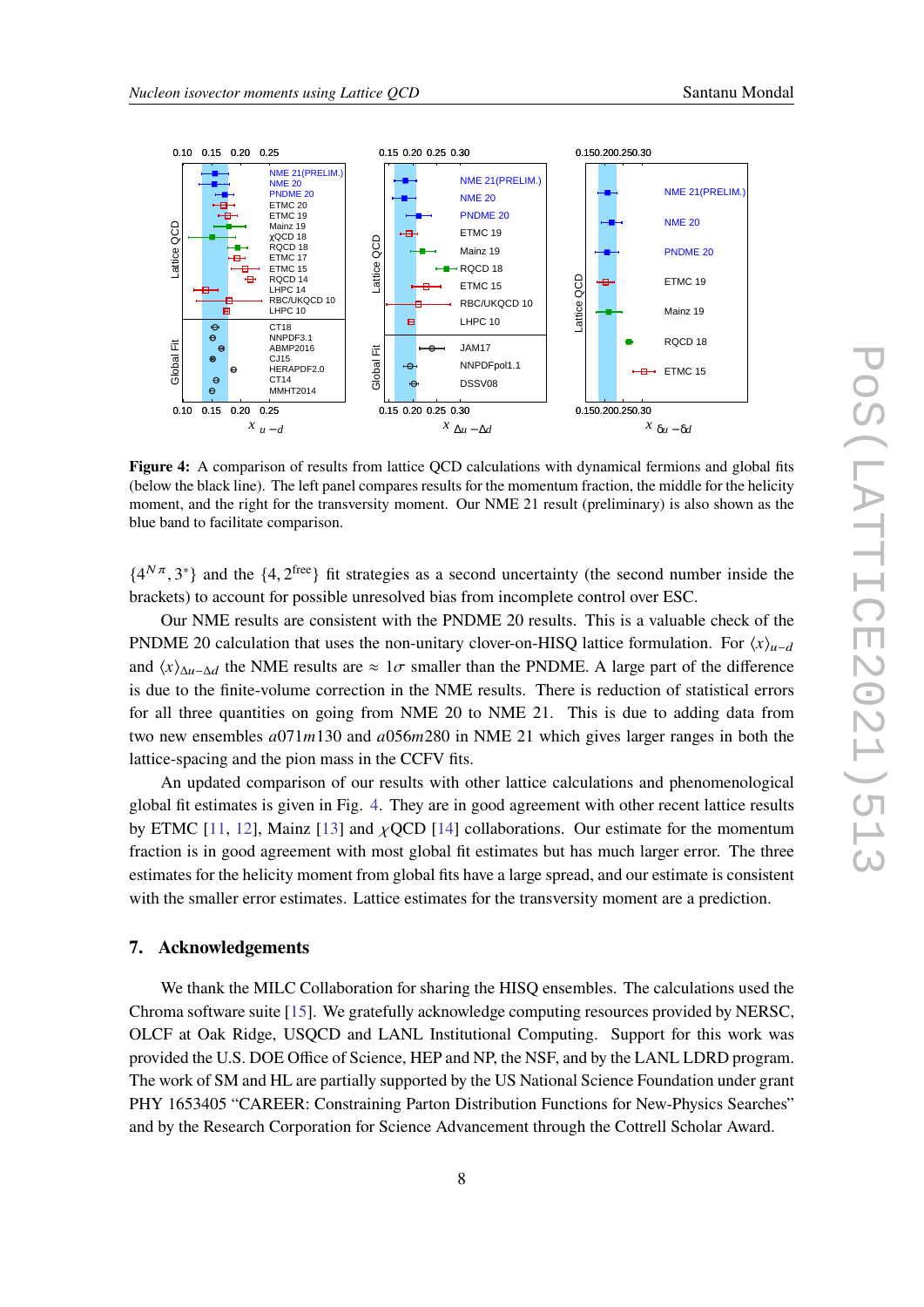**Figure 4:** A comparison of results from lattice QCD calculations with dynamical fermions and global fits (below the black line). The left panel compares results for the momentum fraction, the middle for the helicity moment, and the right for the transversity moment. Our NME 21 result (preliminary) is also shown as the blue band to facilitate comparison.

$\{4^{N\pi}, 3^*\}$ and the $\{4, 2^{\text{free}}\}$ fit strategies as a second uncertainty (the second number inside the brackets) to account for possible unresolved bias from incomplete control over ESC.

Our NME results are consistent with the PNDME 20 results. This is a valuable check of the PNDME 20 calculation that uses the non-unitary clover-on-HISQ lattice formulation. For $\langle x \rangle_{u-d}$ and $\langle x \rangle_{\Delta u - \Delta d}$ the NME results are $\approx 1\sigma$ smaller than the PNDME. A large part of the difference is due to the finite-volume correction in the NME results. There is reduction of statistical errors for all three quantities on going from NME 20 to NME 21. This is due to adding data from two new ensembles $a071m130$ and $a056m280$ in NME 21 which gives larger ranges in both the lattice-spacing and the pion mass in the CCFV fits.

An updated comparison of our results with other lattice calculations and phenomenological global fit estimates is given in Fig. 4. They are in good agreement with other recent lattice results by ETMC [11, 12], Mainz [13] and $\chi$QCD [14] collaborations. Our estimate for the momentum fraction is in good agreement with most global fit estimates but has much larger error. The three estimates for the helicity moment from global fits have a large spread, and our estimate is consistent with the smaller error estimates. Lattice estimates for the transversity moment are a prediction.

## 7. Acknowledgements

We thank the MILC Collaboration for sharing the HISQ ensembles. The calculations used the Chroma software suite [15]. We gratefully acknowledge computing resources provided by NERSC, OLCF at Oak Ridge, USQCD and LANL Institutional Computing. Support for this work was provided the U.S. DOE Office of Science, HEP and NP, the NSF, and by the LANL LDRD program. The work of SM and HL are partially supported by the US National Science Foundation under grant PHY 1653405 "CAREER: Constraining Parton Distribution Functions for New-Physics Searches" and by the Research Corporation for Science Advancement through the Cottrell Scholar Award.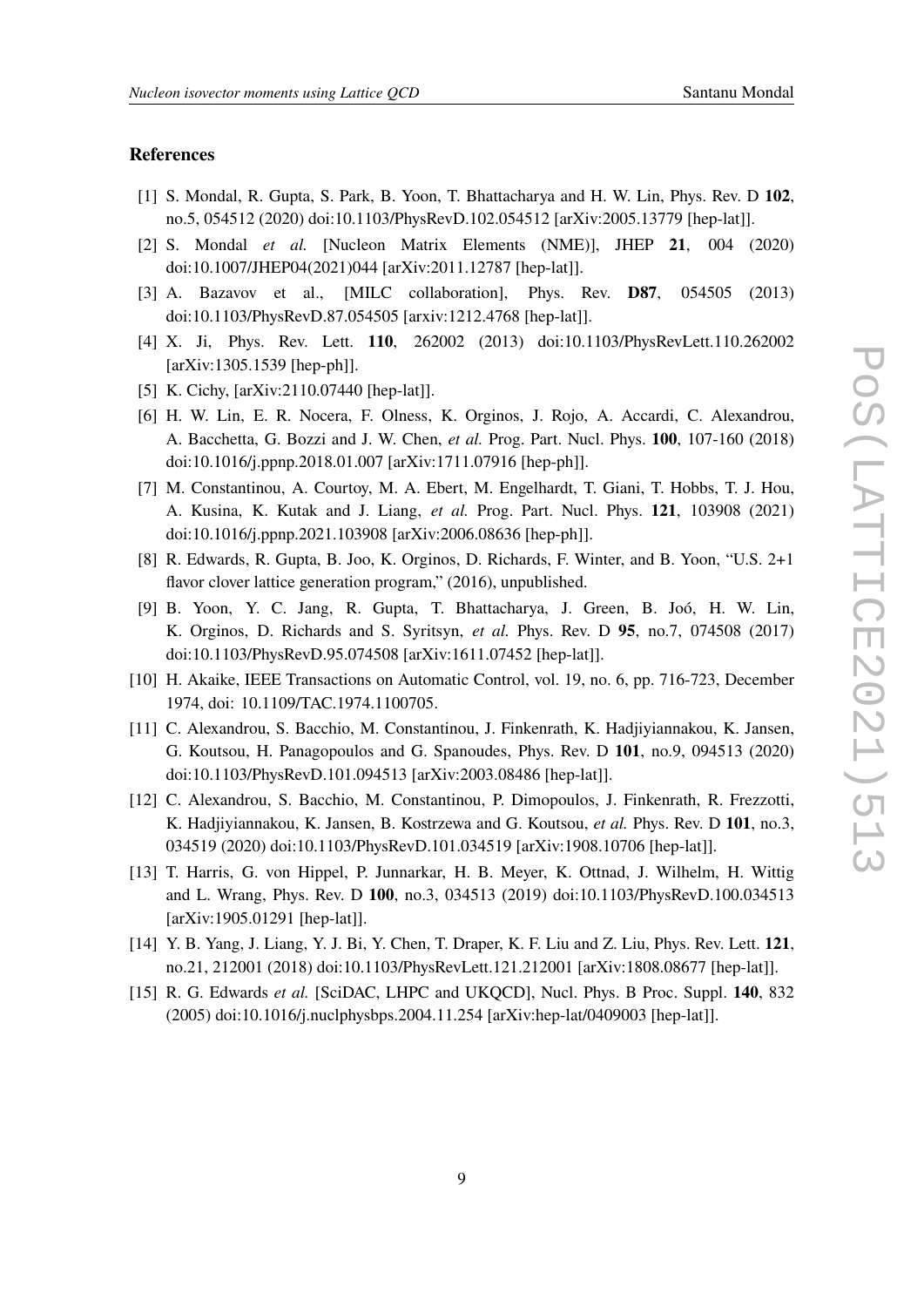## References

[1] S. Mondal, R. Gupta, S. Park, B. Yoon, T. Bhattacharya and H. W. Lin, Phys. Rev. D **102**, no.5, 054512 (2020) doi:10.1103/PhysRevD.102.054512 [arXiv:2005.13779 [hep-lat]].

[2] S. Mondal *et al.* [Nucleon Matrix Elements (NME)], JHEP **21**, 004 (2020) doi:10.1007/JHEP04(2021)044 [arXiv:2011.12787 [hep-lat]].

[3] A. Bazavov et al., [MILC collaboration], Phys. Rev. **D87**, 054505 (2013) doi:10.1103/PhysRevD.87.054505 [arxiv:1212.4768 [hep-lat]].

[4] X. Ji, Phys. Rev. Lett. **110**, 262002 (2013) doi:10.1103/PhysRevLett.110.262002 [arXiv:1305.1539 [hep-ph]].

[5] K. Cichy, [arXiv:2110.07440 [hep-lat]].

[6] H. W. Lin, E. R. Nocera, F. Olness, K. Orginos, J. Rojo, A. Accardi, C. Alexandrou, A. Bacchetta, G. Bozzi and J. W. Chen, *et al.* Prog. Part. Nucl. Phys. **100**, 107-160 (2018) doi:10.1016/j.ppnp.2018.01.007 [arXiv:1711.07916 [hep-ph]].

[7] M. Constantinou, A. Courtoy, M. A. Ebert, M. Engelhardt, T. Giani, T. Hobbs, T. J. Hou, A. Kusina, K. Kutak and J. Liang, *et al.* Prog. Part. Nucl. Phys. **121**, 103908 (2021) doi:10.1016/j.ppnp.2021.103908 [arXiv:2006.08636 [hep-ph]].

[8] R. Edwards, R. Gupta, B. Joo, K. Orginos, D. Richards, F. Winter, and B. Yoon, "U.S. 2+1 flavor clover lattice generation program," (2016), unpublished.

[9] B. Yoon, Y. C. Jang, R. Gupta, T. Bhattacharya, J. Green, B. Joó, H. W. Lin, K. Orginos, D. Richards and S. Syritsyn, *et al.* Phys. Rev. D **95**, no.7, 074508 (2017) doi:10.1103/PhysRevD.95.074508 [arXiv:1611.07452 [hep-lat]].

[10] H. Akaike, IEEE Transactions on Automatic Control, vol. 19, no. 6, pp. 716-723, December 1974, doi: 10.1109/TAC.1974.1100705.

[11] C. Alexandrou, S. Bacchio, M. Constantinou, J. Finkenrath, K. Hadjiyiannakou, K. Jansen, G. Koutsou, H. Panagopoulos and G. Spanoudes, Phys. Rev. D **101**, no.9, 094513 (2020) doi:10.1103/PhysRevD.101.094513 [arXiv:2003.08486 [hep-lat]].

[12] C. Alexandrou, S. Bacchio, M. Constantinou, P. Dimopoulos, J. Finkenrath, R. Frezzotti, K. Hadjiyiannakou, K. Jansen, B. Kostrzewa and G. Koutsou, *et al.* Phys. Rev. D **101**, no.3, 034519 (2020) doi:10.1103/PhysRevD.101.034519 [arXiv:1908.10706 [hep-lat]].

[13] T. Harris, G. von Hippel, P. Junnarkar, H. B. Meyer, K. Ottnad, J. Wilhelm, H. Wittig and L. Wrang, Phys. Rev. D **100**, no.3, 034513 (2019) doi:10.1103/PhysRevD.100.034513 [arXiv:1905.01291 [hep-lat]].

[14] Y. B. Yang, J. Liang, Y. J. Bi, Y. Chen, T. Draper, K. F. Liu and Z. Liu, Phys. Rev. Lett. **121**, no.21, 212001 (2018) doi:10.1103/PhysRevLett.121.212001 [arXiv:1808.08677 [hep-lat]].

[15] R. G. Edwards *et al.* [SciDAC, LHPC and UKQCD], Nucl. Phys. B Proc. Suppl. **140**, 832 (2005) doi:10.1016/j.nuclphysbps.2004.11.254 [arXiv:hep-lat/0409003 [hep-lat]].